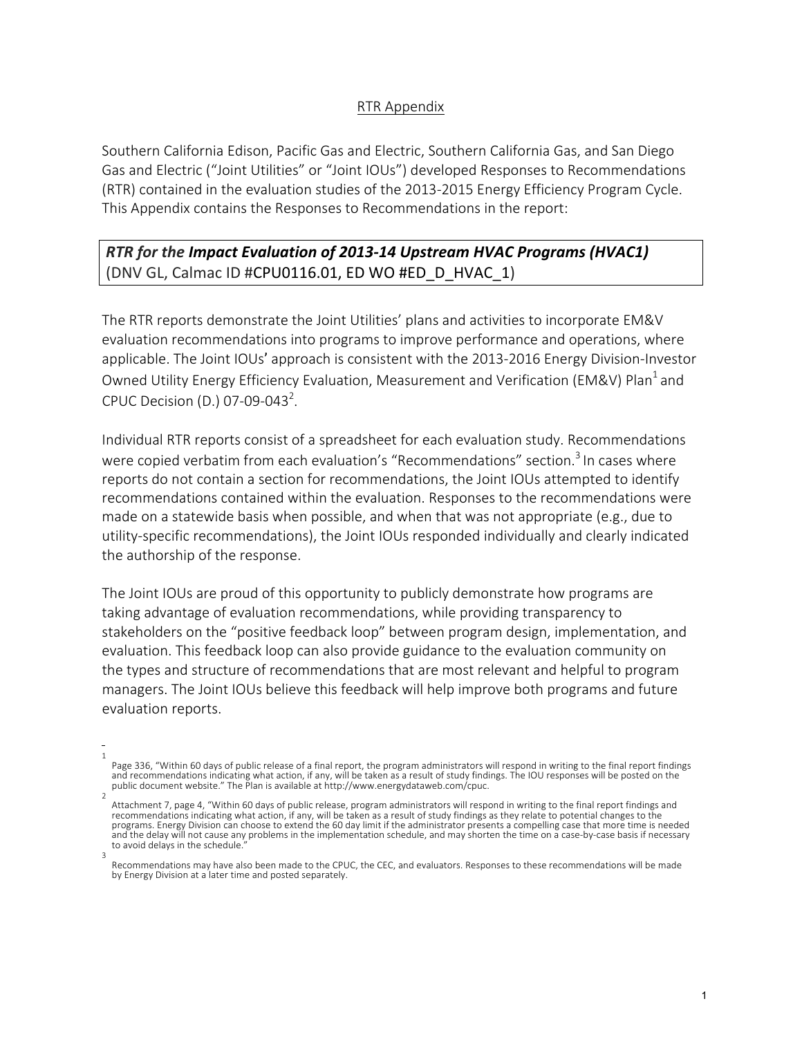# RTR Appendix

Southern California Edison, Pacific Gas and Electric, Southern California Gas, and San Diego Gas and Electric ("Joint Utilities" or "Joint IOUs") developed Responses to Recommendations (RTR) contained in the evaluation studies of the 2013-2015 Energy Efficiency Program Cycle. This Appendix contains the Responses to Recommendations in the report:

## *RTR for the* ***Impact Evaluation of 2013-14 Upstream HVAC Programs (HVAC1)*** (DNV GL, Calmac ID #CPU0116.01, ED WO #ED_D_HVAC_1)

The RTR reports demonstrate the Joint Utilities' plans and activities to incorporate EM&V evaluation recommendations into programs to improve performance and operations, where applicable. The Joint IOUs' approach is consistent with the 2013-2016 Energy Division-Investor Owned Utility Energy Efficiency Evaluation, Measurement and Verification (EM&V) Plan[1] and CPUC Decision (D.) 07-09-043[2].

Individual RTR reports consist of a spreadsheet for each evaluation study. Recommendations were copied verbatim from each evaluation's "Recommendations" section.[3] In cases where reports do not contain a section for recommendations, the Joint IOUs attempted to identify recommendations contained within the evaluation. Responses to the recommendations were made on a statewide basis when possible, and when that was not appropriate (e.g., due to utility-specific recommendations), the Joint IOUs responded individually and clearly indicated the authorship of the response.

The Joint IOUs are proud of this opportunity to publicly demonstrate how programs are taking advantage of evaluation recommendations, while providing transparency to stakeholders on the "positive feedback loop" between program design, implementation, and evaluation. This feedback loop can also provide guidance to the evaluation community on the types and structure of recommendations that are most relevant and helpful to program managers. The Joint IOUs believe this feedback will help improve both programs and future evaluation reports.

---

[1] Page 336, "Within 60 days of public release of a final report, the program administrators will respond in writing to the final report findings and recommendations indicating what action, if any, will be taken as a result of study findings. The IOU responses will be posted on the public document website." The Plan is available at http://www.energydataweb.com/cpuc.

[2] Attachment 7, page 4, "Within 60 days of public release, program administrators will respond in writing to the final report findings and recommendations indicating what action, if any, will be taken as a result of study findings as they relate to potential changes to the programs. Energy Division can choose to extend the 60 day limit if the administrator presents a compelling case that more time is needed and the delay will not cause any problems in the implementation schedule, and may shorten the time on a case-by-case basis if necessary to avoid delays in the schedule."

[3] Recommendations may have also been made to the CPUC, the CEC, and evaluators. Responses to these recommendations will be made by Energy Division at a later time and posted separately.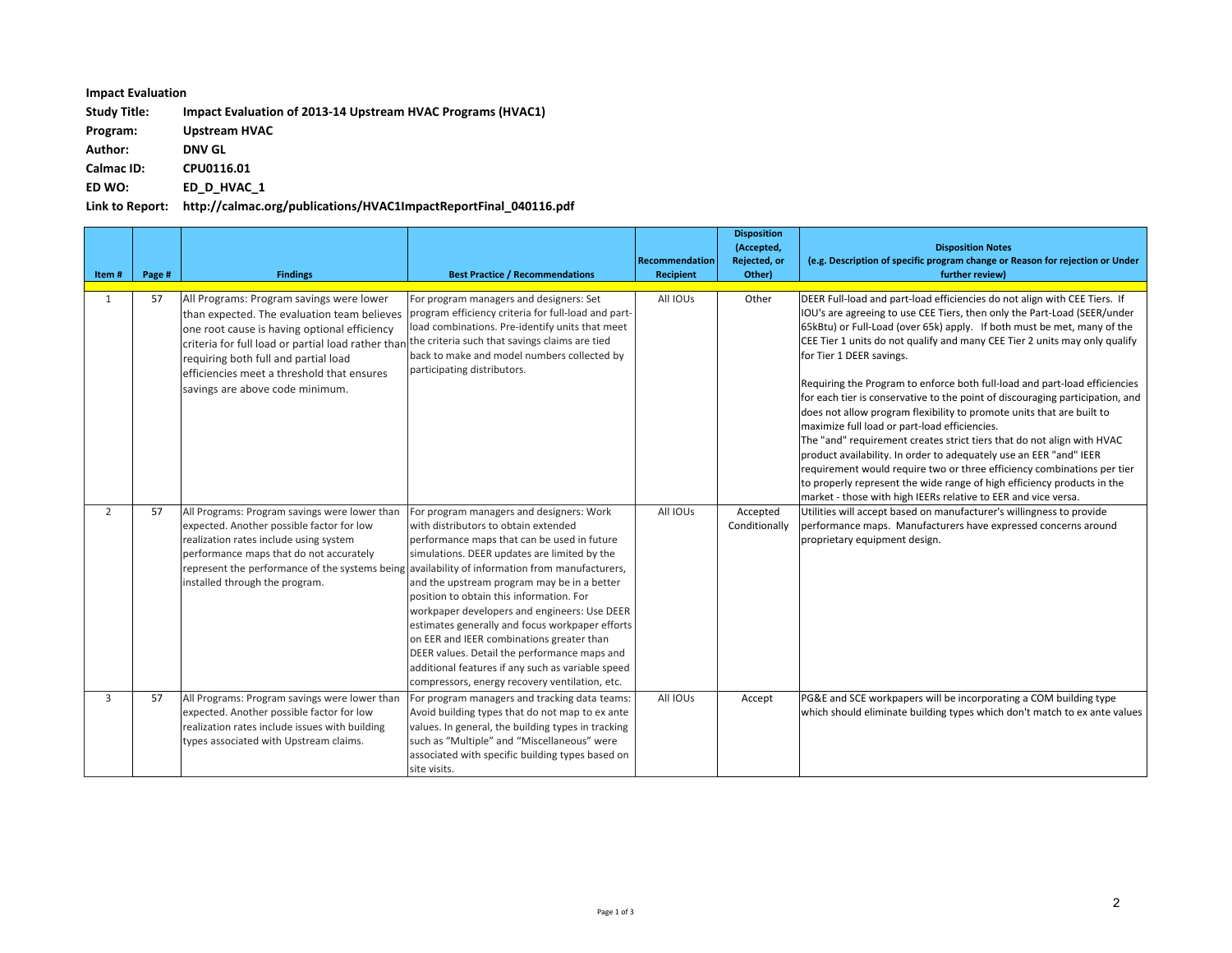**Impact Evaluation**

**Study Title:** **Impact Evaluation of 2013-14 Upstream HVAC Programs (HVAC1)**

**Program:** **Upstream HVAC**

**Author:** **DNV GL**

**Calmac ID:** **CPU0116.01**

**ED WO:** **ED_D_HVAC_1**

**Link to Report:** **http://calmac.org/publications/HVAC1ImpactReportFinal_040116.pdf**

| Item # | Page # | Findings | Best Practice / Recommendations | Recommendation Recipient | Disposition (Accepted, Rejected, or Other) | Disposition Notes (e.g. Description of specific program change or Reason for rejection or Under further review) |
|---|---|---|---|---|---|---|
| 1 | 57 | All Programs: Program savings were lower than expected. The evaluation team believes one root cause is having optional efficiency criteria for full load or partial load rather than requiring both full and partial load efficiencies meet a threshold that ensures savings are above code minimum. | For program managers and designers: Set program efficiency criteria for full-load and part-load combinations. Pre-identify units that meet the criteria such that savings claims are tied back to make and model numbers collected by participating distributors. | All IOUs | Other | DEER Full-load and part-load efficiencies do not align with CEE Tiers. If IOU's are agreeing to use CEE Tiers, then only the Part-Load (SEER/under 65kBtu) or Full-Load (over 65k) apply. If both must be met, many of the CEE Tier 1 units do not qualify and many CEE Tier 2 units may only qualify for Tier 1 DEER savings.<br><br>Requiring the Program to enforce both full-load and part-load efficiencies for each tier is conservative to the point of discouraging participation, and does not allow program flexibility to promote units that are built to maximize full load or part-load efficiencies.<br>The "and" requirement creates strict tiers that do not align with HVAC product availability. In order to adequately use an EER "and" IEER requirement would require two or three efficiency combinations per tier to properly represent the wide range of high efficiency products in the market - those with high IEERs relative to EER and vice versa. |
| 2 | 57 | All Programs: Program savings were lower than expected. Another possible factor for low realization rates include using system performance maps that do not accurately represent the performance of the systems being installed through the program. | For program managers and designers: Work with distributors to obtain extended performance maps that can be used in future simulations. DEER updates are limited by the availability of information from manufacturers, and the upstream program may be in a better position to obtain this information. For workpaper developers and engineers: Use DEER estimates generally and focus workpaper efforts on EER and IEER combinations greater than DEER values. Detail the performance maps and additional features if any such as variable speed compressors, energy recovery ventilation, etc. | All IOUs | Accepted Conditionally | Utilities will accept based on manufacturer's willingness to provide performance maps. Manufacturers have expressed concerns around proprietary equipment design. |
| 3 | 57 | All Programs: Program savings were lower than expected. Another possible factor for low realization rates include issues with building types associated with Upstream claims. | For program managers and tracking data teams: Avoid building types that do not map to ex ante values. In general, the building types in tracking such as "Multiple" and "Miscellaneous" were associated with specific building types based on site visits. | All IOUs | Accept | PG&E and SCE workpapers will be incorporating a COM building type which should eliminate building types which don't match to ex ante values |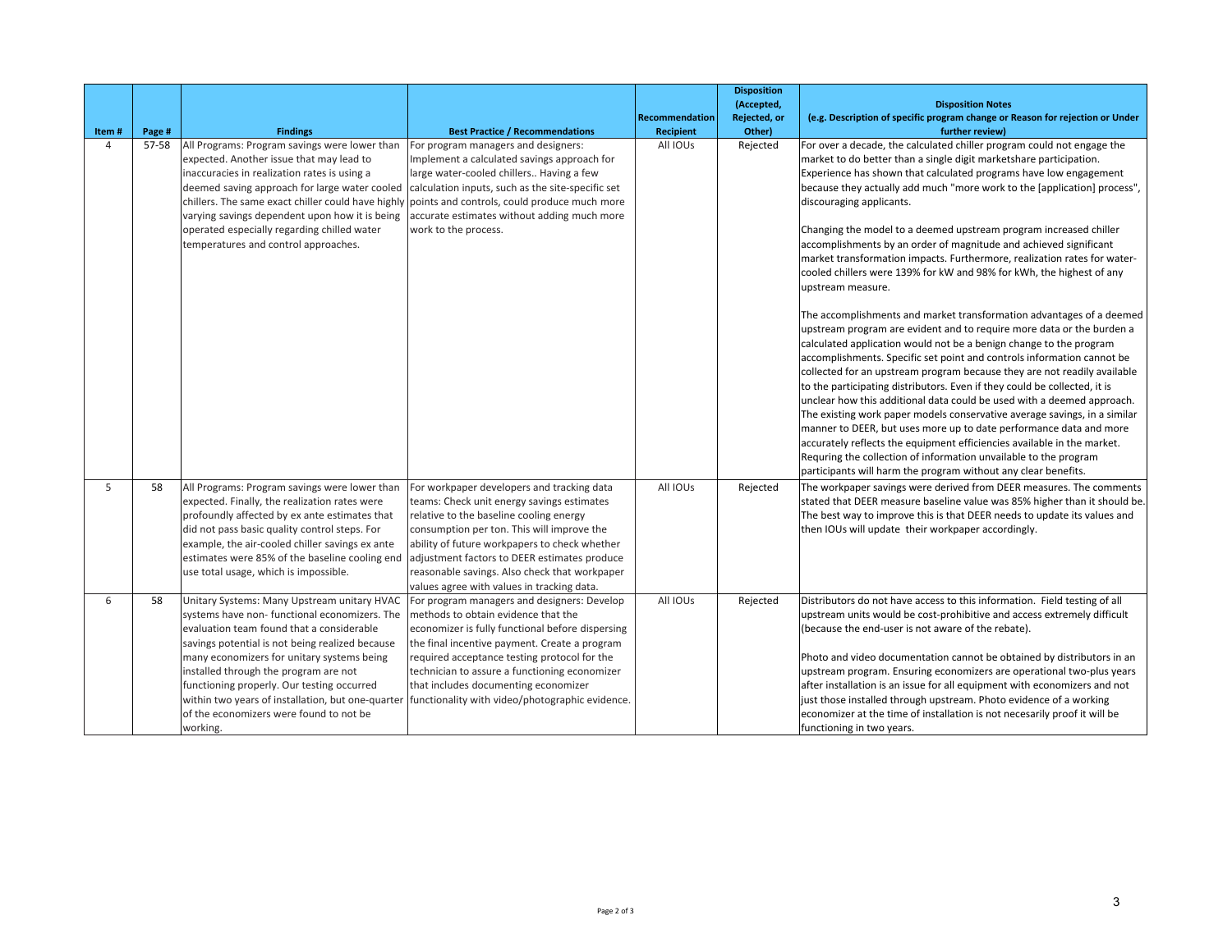| Item # | Page # | Findings | Best Practice / Recommendations | Recommendation Recipient | Disposition (Accepted, Rejected, or Other) | Disposition Notes (e.g. Description of specific program change or Reason for rejection or Under further review) |
|---|---|---|---|---|---|---|
| 4 | 57-58 | All Programs: Program savings were lower than expected. Another issue that may lead to inaccuracies in realization rates is using a deemed saving approach for large water cooled chillers. The same exact chiller could have highly varying savings dependent upon how it is being operated especially regarding chilled water temperatures and control approaches. | For program managers and designers: Implement a calculated savings approach for large water-cooled chillers.. Having a few calculation inputs, such as the site-specific set points and controls, could produce much more accurate estimates without adding much more work to the process. | All IOUs | Rejected | For over a decade, the calculated chiller program could not engage the market to do better than a single digit marketshare participation. Experience has shown that calculated programs have low engagement because they actually add much "more work to the [application] process", discouraging applicants.<br><br>Changing the model to a deemed upstream program increased chiller accomplishments by an order of magnitude and achieved significant market transformation impacts. Furthermore, realization rates for water-cooled chillers were 139% for kW and 98% for kWh, the highest of any upstream measure.<br><br>The accomplishments and market transformation advantages of a deemed upstream program are evident and to require more data or the burden a calculated application would not be a benign change to the program accomplishments. Specific set point and controls information cannot be collected for an upstream program because they are not readily available to the participating distributors. Even if they could be collected, it is unclear how this additional data could be used with a deemed approach. The existing work paper models conservative average savings, in a similar manner to DEER, but uses more up to date performance data and more accurately reflects the equipment efficiencies available in the market. Requring the collection of information unvailable to the program participants will harm the program without any clear benefits. |
| 5 | 58 | All Programs: Program savings were lower than expected. Finally, the realization rates were profoundly affected by ex ante estimates that did not pass basic quality control steps. For example, the air-cooled chiller savings ex ante estimates were 85% of the baseline cooling end use total usage, which is impossible. | For workpaper developers and tracking data teams: Check unit energy savings estimates relative to the baseline cooling energy consumption per ton. This will improve the ability of future workpapers to check whether adjustment factors to DEER estimates produce reasonable savings. Also check that workpaper values agree with values in tracking data. | All IOUs | Rejected | The workpaper savings were derived from DEER measures. The comments stated that DEER measure baseline value was 85% higher than it should be. The best way to improve this is that DEER needs to update its values and then IOUs will update their workpaper accordingly. |
| 6 | 58 | Unitary Systems: Many Upstream unitary HVAC systems have non- functional economizers. The evaluation team found that a considerable savings potential is not being realized because many economizers for unitary systems being installed through the program are not functioning properly. Our testing occurred within two years of installation, but one-quarter of the economizers were found to not be working. | For program managers and designers: Develop methods to obtain evidence that the economizer is fully functional before dispersing the final incentive payment. Create a program required acceptance testing protocol for the technician to assure a functioning economizer that includes documenting economizer functionality with video/photographic evidence. | All IOUs | Rejected | Distributors do not have access to this information. Field testing of all upstream units would be cost-prohibitive and access extremely difficult (because the end-user is not aware of the rebate).<br><br>Photo and video documentation cannot be obtained by distributors in an upstream program. Ensuring economizers are operational two-plus years after installation is an issue for all equipment with economizers and not just those installed through upstream. Photo evidence of a working economizer at the time of installation is not necesarily proof it will be functioning in two years. |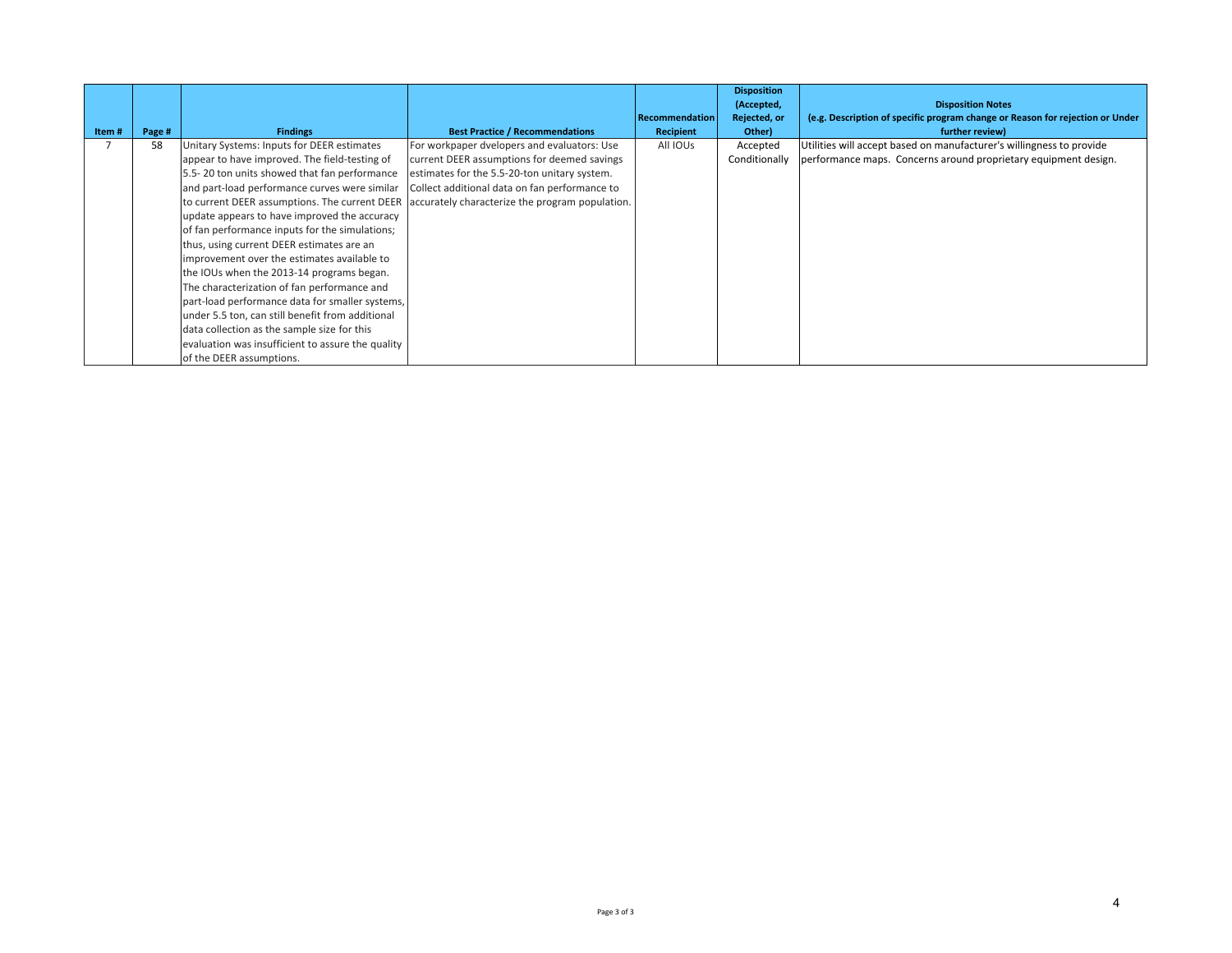| Item # | Page # | Findings | Best Practice / Recommendations | Recommendation Recipient | Disposition (Accepted, Rejected, or Other) | Disposition Notes (e.g. Description of specific program change or Reason for rejection or Under further review) |
|---|---|---|---|---|---|---|
| 7 | 58 | Unitary Systems: Inputs for DEER estimates appear to have improved. The field-testing of 5.5- 20 ton units showed that fan performance and part-load performance curves were similar to current DEER assumptions. The current DEER update appears to have improved the accuracy of fan performance inputs for the simulations; thus, using current DEER estimates are an improvement over the estimates available to the IOUs when the 2013-14 programs began. The characterization of fan performance and part-load performance data for smaller systems, under 5.5 ton, can still benefit from additional data collection as the sample size for this evaluation was insufficient to assure the quality of the DEER assumptions. | For workpaper dvelopers and evaluators: Use current DEER assumptions for deemed savings estimates for the 5.5-20-ton unitary system. Collect additional data on fan performance to accurately characterize the program population. | All IOUs | Accepted Conditionally | Utilities will accept based on manufacturer's willingness to provide performance maps. Concerns around proprietary equipment design. |